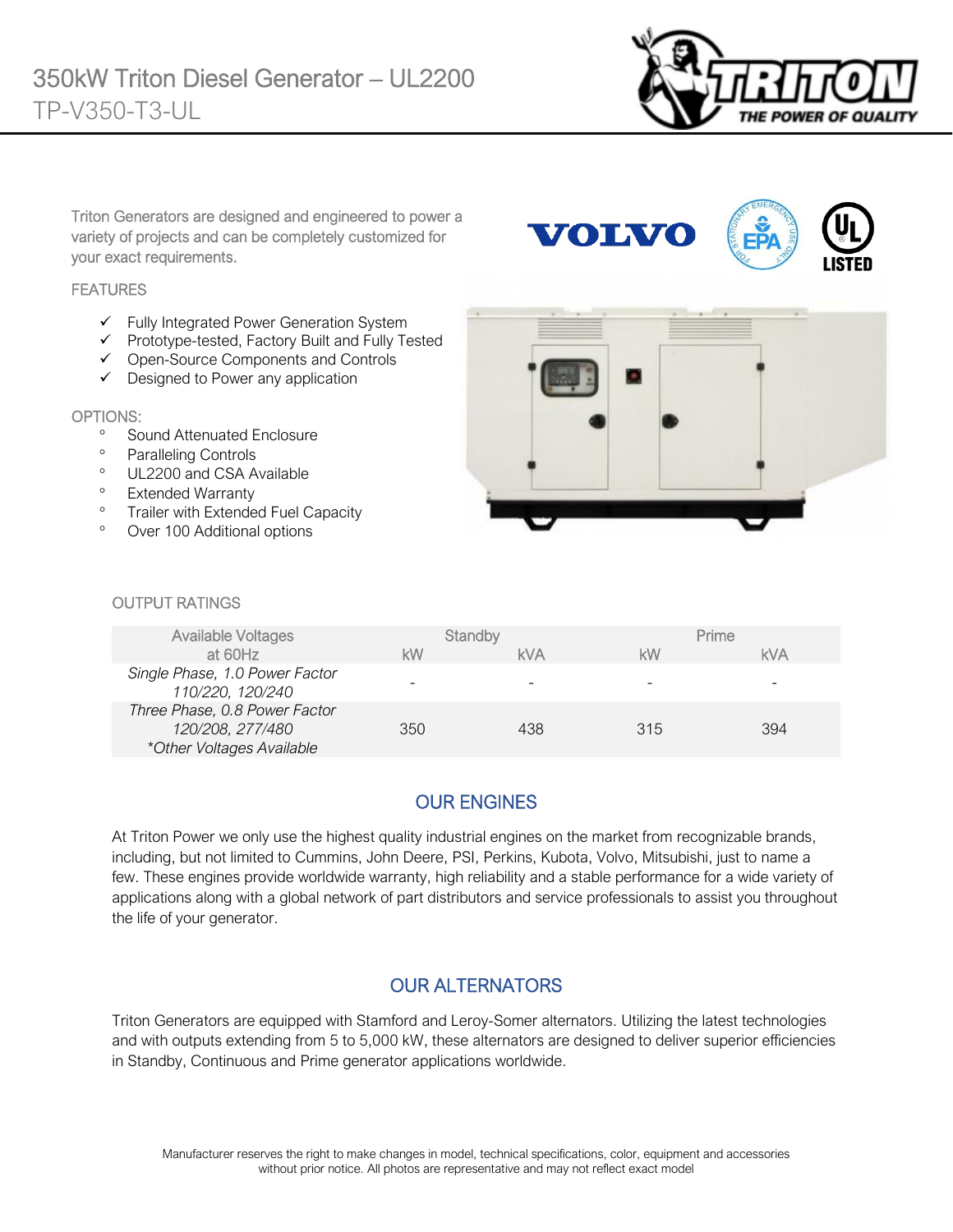# 350kW Triton Diesel Generator – UL2200

## TP-V350-T3-UL

Triton Generators are designed and engineered to power a variety of projects and can be completely customized for your exact requirements.

### FEATURES

- ✓ Fully Integrated Power Generation System
- ✓ Prototype-tested, Factory Built and Fully Tested
- ✓ Open-Source Components and Controls
- ✓ Designed to Power any application

### OPTIONS:

- Sound Attenuated Enclosure
- Paralleling Controls
- UL2200 and CSA Available
- Extended Warranty
- Trailer with Extended Fuel Capacity
- Over 100 Additional options

### OUTPUT RATINGS

| Available Voltages at 60Hz | Standby | | Prime | |
|---|---|---|---|---|
| | kW | kVA | kW | kVA |
| *Single Phase, 1.0 Power Factor 110/220, 120/240* | - | - | - | - |
| *Three Phase, 0.8 Power Factor 120/208, 277/480 \*Other Voltages Available* | 350 | 438 | 315 | 394 |

## OUR ENGINES

At Triton Power we only use the highest quality industrial engines on the market from recognizable brands, including, but not limited to Cummins, John Deere, PSI, Perkins, Kubota, Volvo, Mitsubishi, just to name a few. These engines provide worldwide warranty, high reliability and a stable performance for a wide variety of applications along with a global network of part distributors and service professionals to assist you throughout the life of your generator.

## OUR ALTERNATORS

Triton Generators are equipped with Stamford and Leroy-Somer alternators. Utilizing the latest technologies and with outputs extending from 5 to 5,000 kW, these alternators are designed to deliver superior efficiencies in Standby, Continuous and Prime generator applications worldwide.

Manufacturer reserves the right to make changes in model, technical specifications, color, equipment and accessories without prior notice. All photos are representative and may not reflect exact model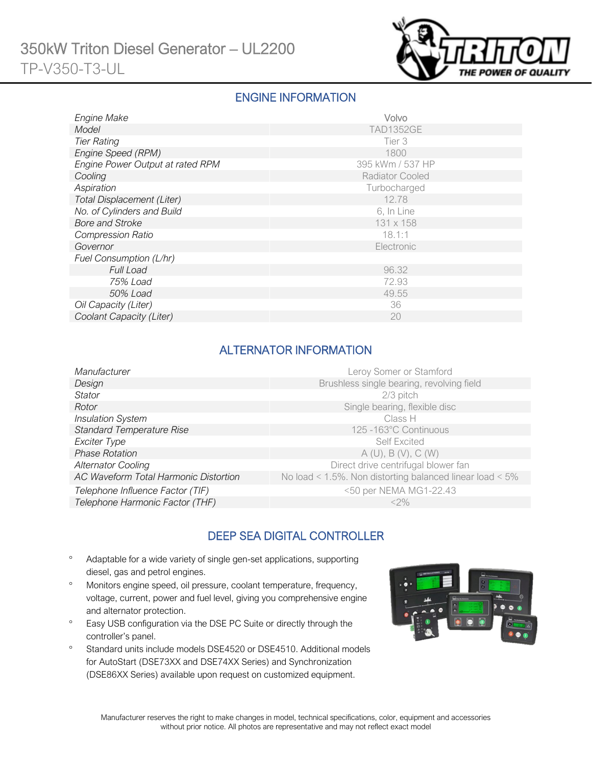# 350kW Triton Diesel Generator – UL2200

TP-V350-T3-UL

## ENGINE INFORMATION

| | |
|---|---|
| *Engine Make* | Volvo |
| *Model* | TAD1352GE |
| *Tier Rating* | Tier 3 |
| *Engine Speed (RPM)* | 1800 |
| *Engine Power Output at rated RPM* | 395 kWm / 537 HP |
| *Cooling* | Radiator Cooled |
| *Aspiration* | Turbocharged |
| *Total Displacement (Liter)* | 12.78 |
| *No. of Cylinders and Build* | 6, In Line |
| *Bore and Stroke* | 131 x 158 |
| *Compression Ratio* | 18.1:1 |
| *Governor* | Electronic |
| *Fuel Consumption (L/hr)* | |
| *Full Load* | 96.32 |
| *75% Load* | 72.93 |
| *50% Load* | 49.55 |
| *Oil Capacity (Liter)* | 36 |
| *Coolant Capacity (Liter)* | 20 |

## ALTERNATOR INFORMATION

| | |
|---|---|
| *Manufacturer* | Leroy Somer or Stamford |
| *Design* | Brushless single bearing, revolving field |
| *Stator* | 2/3 pitch |
| *Rotor* | Single bearing, flexible disc |
| *Insulation System* | Class H |
| *Standard Temperature Rise* | 125 -163°C Continuous |
| *Exciter Type* | Self Excited |
| *Phase Rotation* | A (U), B (V), C (W) |
| *Alternator Cooling* | Direct drive centrifugal blower fan |
| *AC Waveform Total Harmonic Distortion* | No load < 1.5%. Non distorting balanced linear load < 5% |
| *Telephone Influence Factor (TIF)* | <50 per NEMA MG1-22.43 |
| *Telephone Harmonic Factor (THF)* | <2% |

## DEEP SEA DIGITAL CONTROLLER

- Adaptable for a wide variety of single gen-set applications, supporting diesel, gas and petrol engines.
- Monitors engine speed, oil pressure, coolant temperature, frequency, voltage, current, power and fuel level, giving you comprehensive engine and alternator protection.
- Easy USB configuration via the DSE PC Suite or directly through the controller's panel.
- Standard units include models DSE4520 or DSE4510. Additional models for AutoStart (DSE73XX and DSE74XX Series) and Synchronization (DSE86XX Series) available upon request on customized equipment.

Manufacturer reserves the right to make changes in model, technical specifications, color, equipment and accessories without prior notice. All photos are representative and may not reflect exact model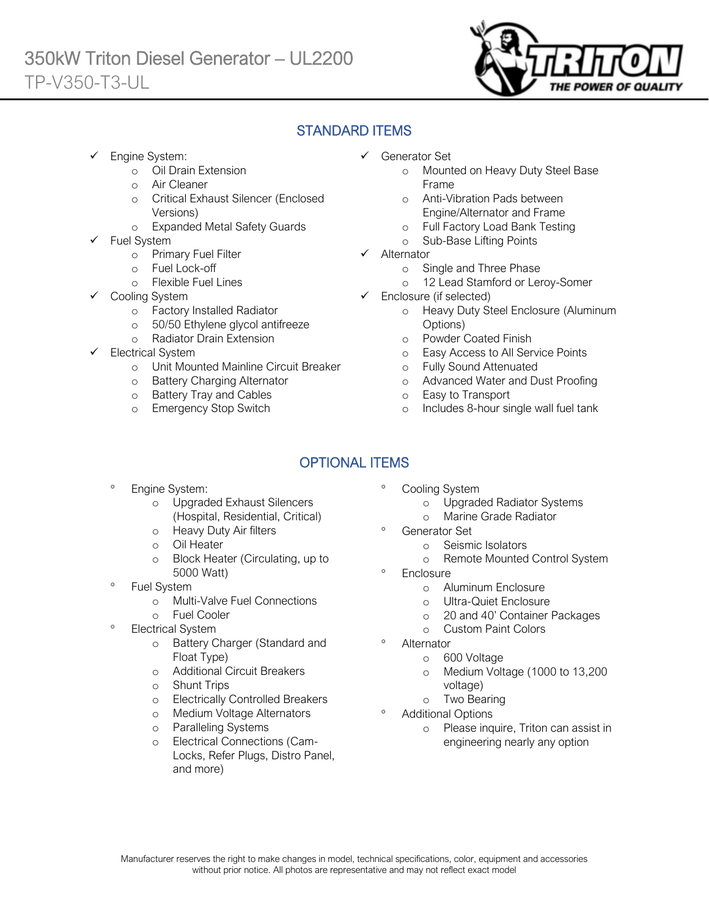# 350kW Triton Diesel Generator – UL2200

TP-V350-T3-UL

## STANDARD ITEMS

- ✓ Engine System:
  - Oil Drain Extension
  - Air Cleaner
  - Critical Exhaust Silencer (Enclosed Versions)
  - Expanded Metal Safety Guards
- ✓ Fuel System
  - Primary Fuel Filter
  - Fuel Lock-off
  - Flexible Fuel Lines
- ✓ Cooling System
  - Factory Installed Radiator
  - 50/50 Ethylene glycol antifreeze
  - Radiator Drain Extension
- ✓ Electrical System
  - Unit Mounted Mainline Circuit Breaker
  - Battery Charging Alternator
  - Battery Tray and Cables
  - Emergency Stop Switch
- ✓ Generator Set
  - Mounted on Heavy Duty Steel Base Frame
  - Anti-Vibration Pads between Engine/Alternator and Frame
  - Full Factory Load Bank Testing
  - Sub-Base Lifting Points
- ✓ Alternator
  - Single and Three Phase
  - 12 Lead Stamford or Leroy-Somer
- ✓ Enclosure (if selected)
  - Heavy Duty Steel Enclosure (Aluminum Options)
  - Powder Coated Finish
  - Easy Access to All Service Points
  - Fully Sound Attenuated
  - Advanced Water and Dust Proofing
  - Easy to Transport
  - Includes 8-hour single wall fuel tank

## OPTIONAL ITEMS

- Engine System:
  - Upgraded Exhaust Silencers (Hospital, Residential, Critical)
  - Heavy Duty Air filters
  - Oil Heater
  - Block Heater (Circulating, up to 5000 Watt)
- Fuel System
  - Multi-Valve Fuel Connections
  - Fuel Cooler
- Electrical System
  - Battery Charger (Standard and Float Type)
  - Additional Circuit Breakers
  - Shunt Trips
  - Electrically Controlled Breakers
  - Medium Voltage Alternators
  - Paralleling Systems
  - Electrical Connections (Cam-Locks, Refer Plugs, Distro Panel, and more)
- Cooling System
  - Upgraded Radiator Systems
  - Marine Grade Radiator
- Generator Set
  - Seismic Isolators
  - Remote Mounted Control System
- Enclosure
  - Aluminum Enclosure
  - Ultra-Quiet Enclosure
  - 20 and 40' Container Packages
  - Custom Paint Colors
- Alternator
  - 600 Voltage
  - Medium Voltage (1000 to 13,200 voltage)
  - Two Bearing
- Additional Options
  - Please inquire, Triton can assist in engineering nearly any option

Manufacturer reserves the right to make changes in model, technical specifications, color, equipment and accessories without prior notice. All photos are representative and may not reflect exact model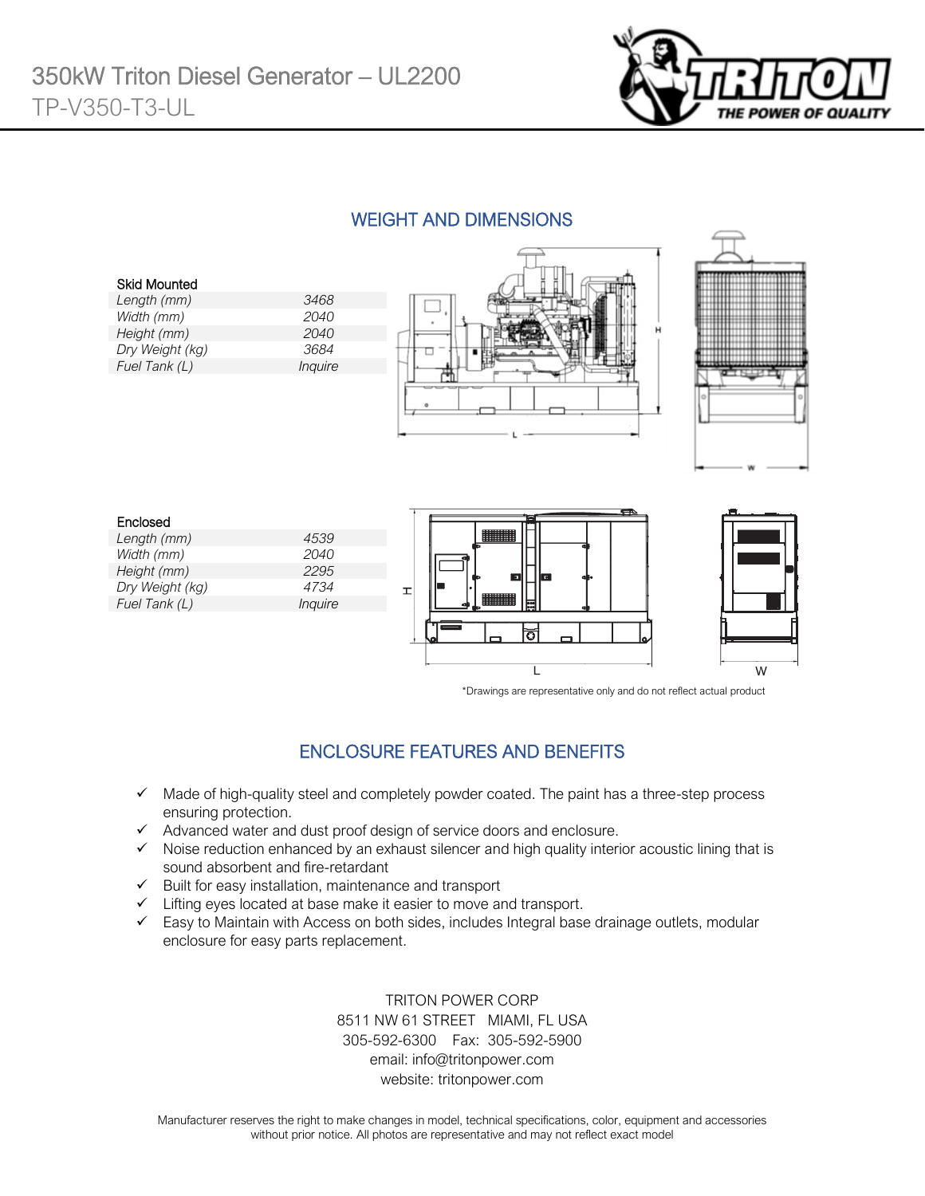# 350kW Triton Diesel Generator – UL2200

TP-V350-T3-UL

## WEIGHT AND DIMENSIONS

| Skid Mounted | |
|---|---|
| *Length (mm)* | *3468* |
| *Width (mm)* | *2040* |
| *Height (mm)* | *2040* |
| *Dry Weight (kg)* | *3684* |
| *Fuel Tank (L)* | *Inquire* |

| Enclosed | |
|---|---|
| *Length (mm)* | *4539* |
| *Width (mm)* | *2040* |
| *Height (mm)* | *2295* |
| *Dry Weight (kg)* | *4734* |
| *Fuel Tank (L)* | *Inquire* |

*Drawings are representative only and do not reflect actual product

## ENCLOSURE FEATURES AND BENEFITS

- ✓ Made of high-quality steel and completely powder coated. The paint has a three-step process ensuring protection.
- ✓ Advanced water and dust proof design of service doors and enclosure.
- ✓ Noise reduction enhanced by an exhaust silencer and high quality interior acoustic lining that is sound absorbent and fire-retardant
- ✓ Built for easy installation, maintenance and transport
- ✓ Lifting eyes located at base make it easier to move and transport.
- ✓ Easy to Maintain with Access on both sides, includes Integral base drainage outlets, modular enclosure for easy parts replacement.

TRITON POWER CORP
8511 NW 61 STREET MIAMI, FL USA
305-592-6300 Fax: 305-592-5900
email: info@tritonpower.com
website: tritonpower.com

Manufacturer reserves the right to make changes in model, technical specifications, color, equipment and accessories without prior notice. All photos are representative and may not reflect exact model